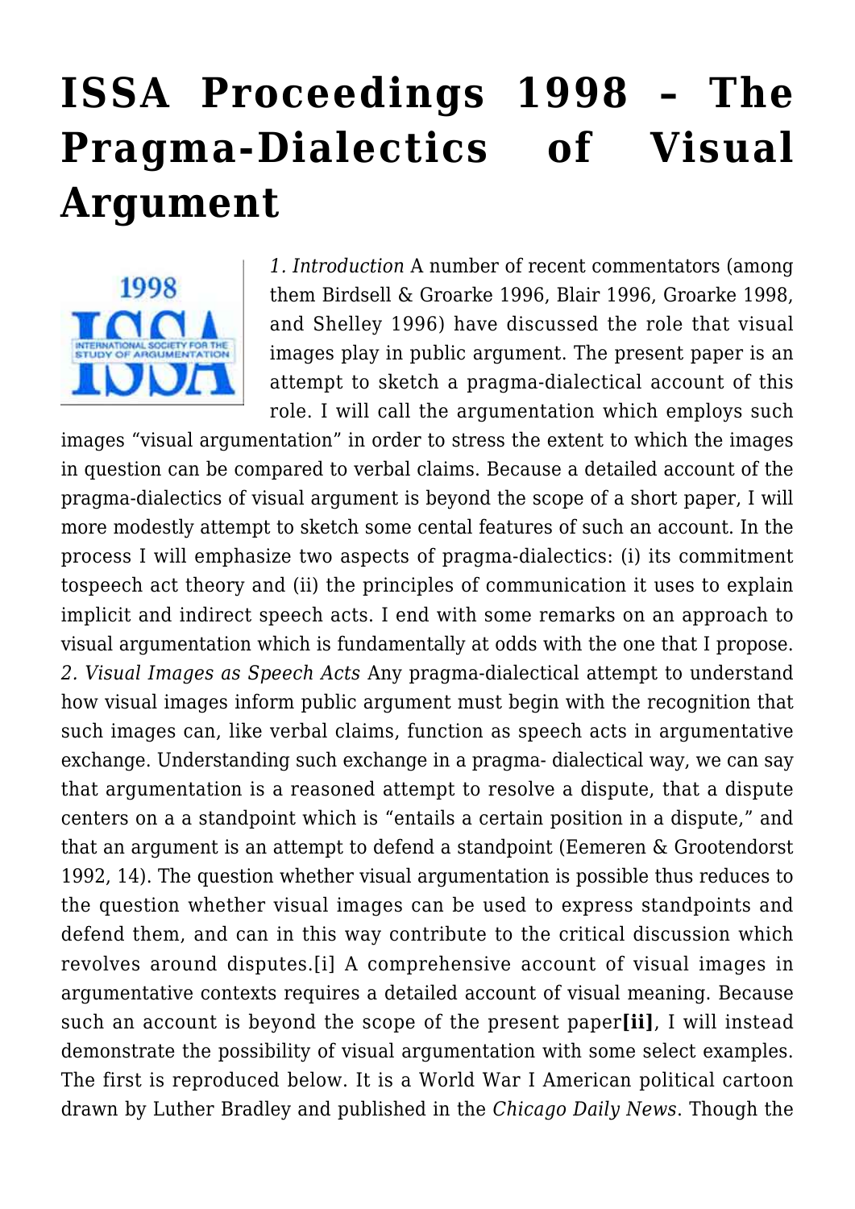# ISSA Proceedings 1998 – The Pragma-Dialectics of Visual Argument

*1. Introduction* A number of recent commentators (among them Birdsell & Groarke 1996, Blair 1996, Groarke 1998, and Shelley 1996) have discussed the role that visual images play in public argument. The present paper is an attempt to sketch a pragma-dialectical account of this role. I will call the argumentation which employs such images "visual argumentation" in order to stress the extent to which the images in question can be compared to verbal claims. Because a detailed account of the pragma-dialectics of visual argument is beyond the scope of a short paper, I will more modestly attempt to sketch some cental features of such an account. In the process I will emphasize two aspects of pragma-dialectics: (i) its commitment tospeech act theory and (ii) the principles of communication it uses to explain implicit and indirect speech acts. I end with some remarks on an approach to visual argumentation which is fundamentally at odds with the one that I propose.

*2. Visual Images as Speech Acts* Any pragma-dialectical attempt to understand how visual images inform public argument must begin with the recognition that such images can, like verbal claims, function as speech acts in argumentative exchange. Understanding such exchange in a pragma- dialectical way, we can say that argumentation is a reasoned attempt to resolve a dispute, that a dispute centers on a a standpoint which is "entails a certain position in a dispute," and that an argument is an attempt to defend a standpoint (Eemeren & Grootendorst 1992, 14). The question whether visual argumentation is possible thus reduces to the question whether visual images can be used to express standpoints and defend them, and can in this way contribute to the critical discussion which revolves around disputes.[i] A comprehensive account of visual images in argumentative contexts requires a detailed account of visual meaning. Because such an account is beyond the scope of the present paper**[ii]**, I will instead demonstrate the possibility of visual argumentation with some select examples. The first is reproduced below. It is a World War I American political cartoon drawn by Luther Bradley and published in the *Chicago Daily News*. Though the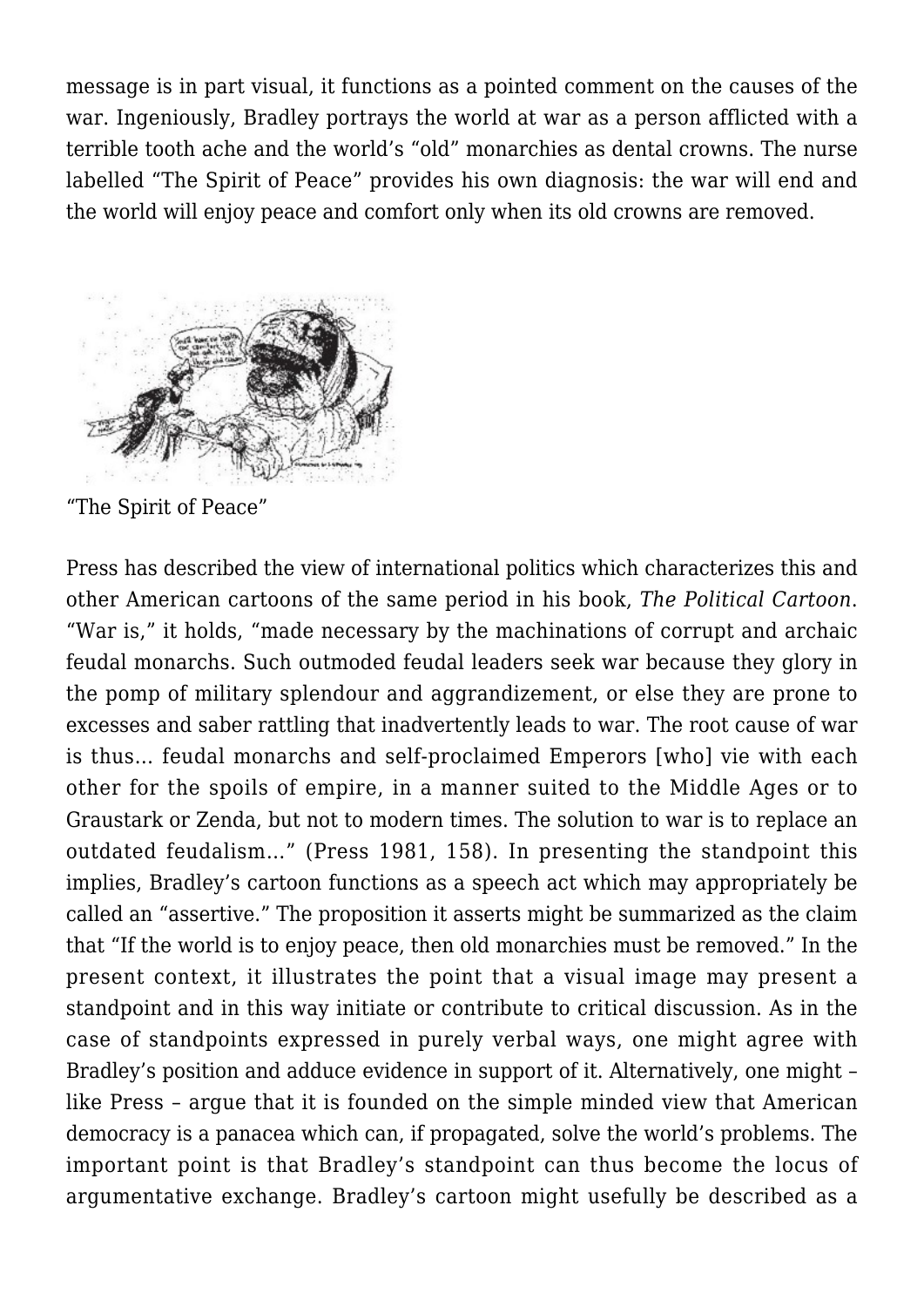message is in part visual, it functions as a pointed comment on the causes of the war. Ingeniously, Bradley portrays the world at war as a person afflicted with a terrible tooth ache and the world's "old" monarchies as dental crowns. The nurse labelled "The Spirit of Peace" provides his own diagnosis: the war will end and the world will enjoy peace and comfort only when its old crowns are removed.

"The Spirit of Peace"

Press has described the view of international politics which characterizes this and other American cartoons of the same period in his book, *The Political Cartoon*. "War is," it holds, "made necessary by the machinations of corrupt and archaic feudal monarchs. Such outmoded feudal leaders seek war because they glory in the pomp of military splendour and aggrandizement, or else they are prone to excesses and saber rattling that inadvertently leads to war. The root cause of war is thus… feudal monarchs and self-proclaimed Emperors [who] vie with each other for the spoils of empire, in a manner suited to the Middle Ages or to Graustark or Zenda, but not to modern times. The solution to war is to replace an outdated feudalism…" (Press 1981, 158). In presenting the standpoint this implies, Bradley's cartoon functions as a speech act which may appropriately be called an "assertive." The proposition it asserts might be summarized as the claim that "If the world is to enjoy peace, then old monarchies must be removed." In the present context, it illustrates the point that a visual image may present a standpoint and in this way initiate or contribute to critical discussion. As in the case of standpoints expressed in purely verbal ways, one might agree with Bradley's position and adduce evidence in support of it. Alternatively, one might – like Press – argue that it is founded on the simple minded view that American democracy is a panacea which can, if propagated, solve the world's problems. The important point is that Bradley's standpoint can thus become the locus of argumentative exchange. Bradley's cartoon might usefully be described as a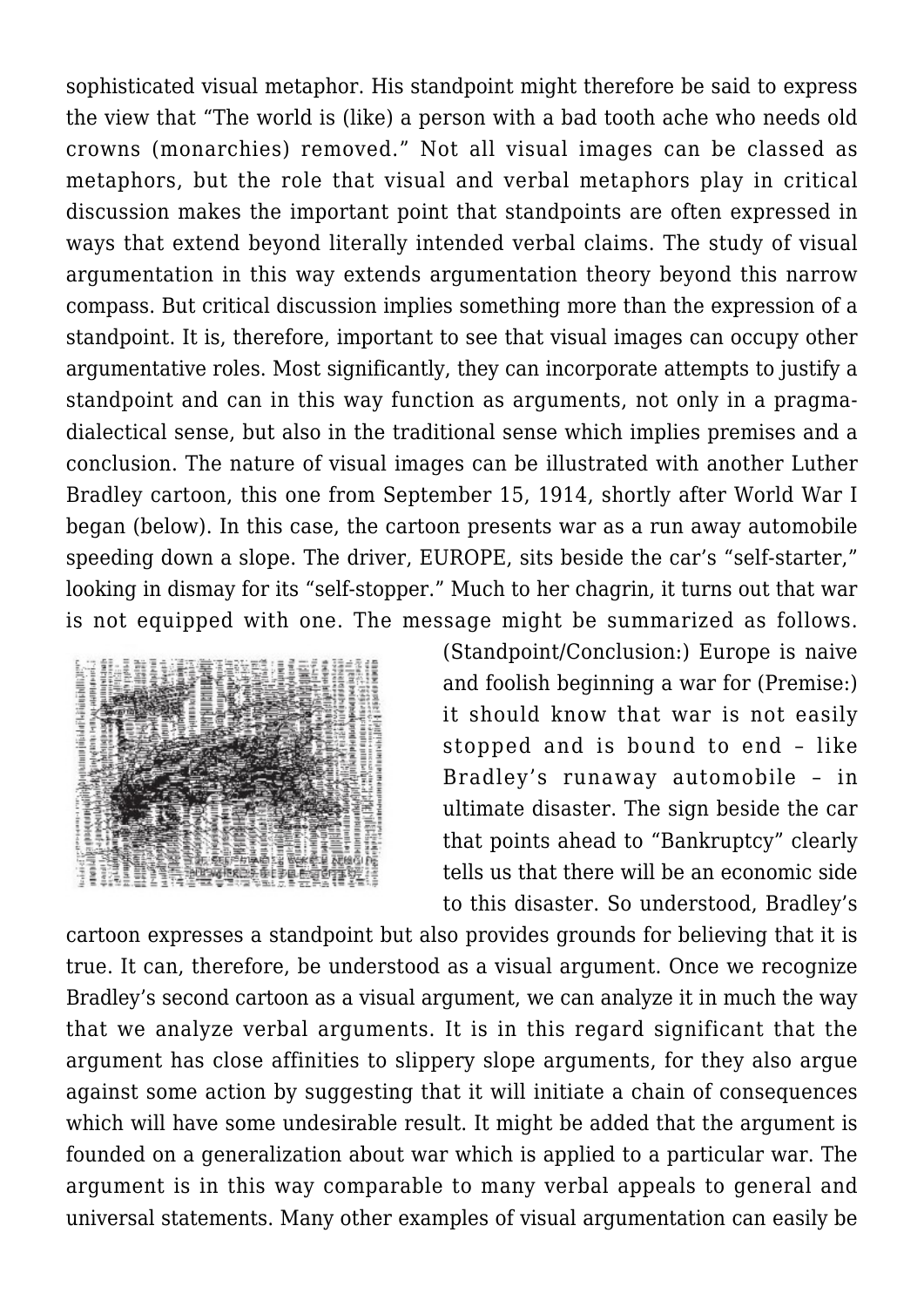sophisticated visual metaphor. His standpoint might therefore be said to express the view that "The world is (like) a person with a bad tooth ache who needs old crowns (monarchies) removed." Not all visual images can be classed as metaphors, but the role that visual and verbal metaphors play in critical discussion makes the important point that standpoints are often expressed in ways that extend beyond literally intended verbal claims. The study of visual argumentation in this way extends argumentation theory beyond this narrow compass. But critical discussion implies something more than the expression of a standpoint. It is, therefore, important to see that visual images can occupy other argumentative roles. Most significantly, they can incorporate attempts to justify a standpoint and can in this way function as arguments, not only in a pragma-dialectical sense, but also in the traditional sense which implies premises and a conclusion. The nature of visual images can be illustrated with another Luther Bradley cartoon, this one from September 15, 1914, shortly after World War I began (below). In this case, the cartoon presents war as a run away automobile speeding down a slope. The driver, EUROPE, sits beside the car's "self-starter," looking in dismay for its "self-stopper." Much to her chagrin, it turns out that war is not equipped with one. The message might be summarized as follows. (Standpoint/Conclusion:) Europe is naive and foolish beginning a war for (Premise:) it should know that war is not easily stopped and is bound to end – like Bradley's runaway automobile – in ultimate disaster. The sign beside the car that points ahead to "Bankruptcy" clearly tells us that there will be an economic side to this disaster. So understood, Bradley's cartoon expresses a standpoint but also provides grounds for believing that it is true. It can, therefore, be understood as a visual argument. Once we recognize Bradley's second cartoon as a visual argument, we can analyze it in much the way that we analyze verbal arguments. It is in this regard significant that the argument has close affinities to slippery slope arguments, for they also argue against some action by suggesting that it will initiate a chain of consequences which will have some undesirable result. It might be added that the argument is founded on a generalization about war which is applied to a particular war. The argument is in this way comparable to many verbal appeals to general and universal statements. Many other examples of visual argumentation can easily be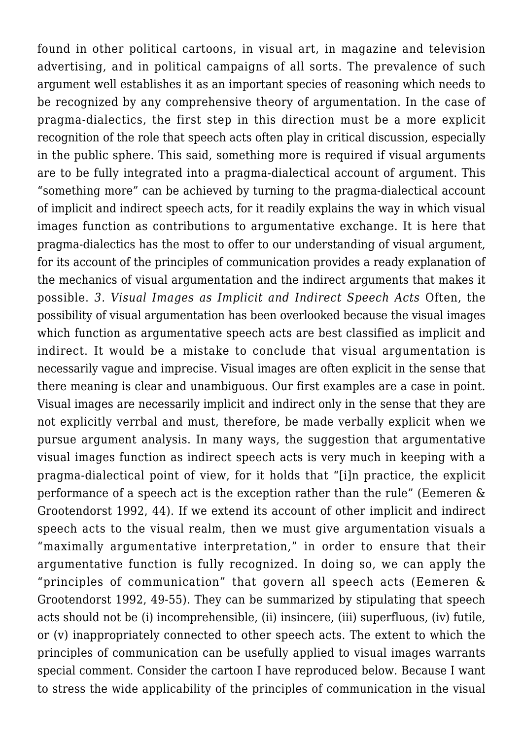found in other political cartoons, in visual art, in magazine and television advertising, and in political campaigns of all sorts. The prevalence of such argument well establishes it as an important species of reasoning which needs to be recognized by any comprehensive theory of argumentation. In the case of pragma-dialectics, the first step in this direction must be a more explicit recognition of the role that speech acts often play in critical discussion, especially in the public sphere. This said, something more is required if visual arguments are to be fully integrated into a pragma-dialectical account of argument. This "something more" can be achieved by turning to the pragma-dialectical account of implicit and indirect speech acts, for it readily explains the way in which visual images function as contributions to argumentative exchange. It is here that pragma-dialectics has the most to offer to our understanding of visual argument, for its account of the principles of communication provides a ready explanation of the mechanics of visual argumentation and the indirect arguments that makes it possible.

## *3. Visual Images as Implicit and Indirect Speech Acts*

Often, the possibility of visual argumentation has been overlooked because the visual images which function as argumentative speech acts are best classified as implicit and indirect. It would be a mistake to conclude that visual argumentation is necessarily vague and imprecise. Visual images are often explicit in the sense that there meaning is clear and unambiguous. Our first examples are a case in point. Visual images are necessarily implicit and indirect only in the sense that they are not explicitly verrbal and must, therefore, be made verbally explicit when we pursue argument analysis. In many ways, the suggestion that argumentative visual images function as indirect speech acts is very much in keeping with a pragma-dialectical point of view, for it holds that "[i]n practice, the explicit performance of a speech act is the exception rather than the rule" (Eemeren & Grootendorst 1992, 44). If we extend its account of other implicit and indirect speech acts to the visual realm, then we must give argumentation visuals a "maximally argumentative interpretation," in order to ensure that their argumentative function is fully recognized. In doing so, we can apply the "principles of communication" that govern all speech acts (Eemeren & Grootendorst 1992, 49-55). They can be summarized by stipulating that speech acts should not be (i) incomprehensible, (ii) insincere, (iii) superfluous, (iv) futile, or (v) inappropriately connected to other speech acts. The extent to which the principles of communication can be usefully applied to visual images warrants special comment. Consider the cartoon I have reproduced below. Because I want to stress the wide applicability of the principles of communication in the visual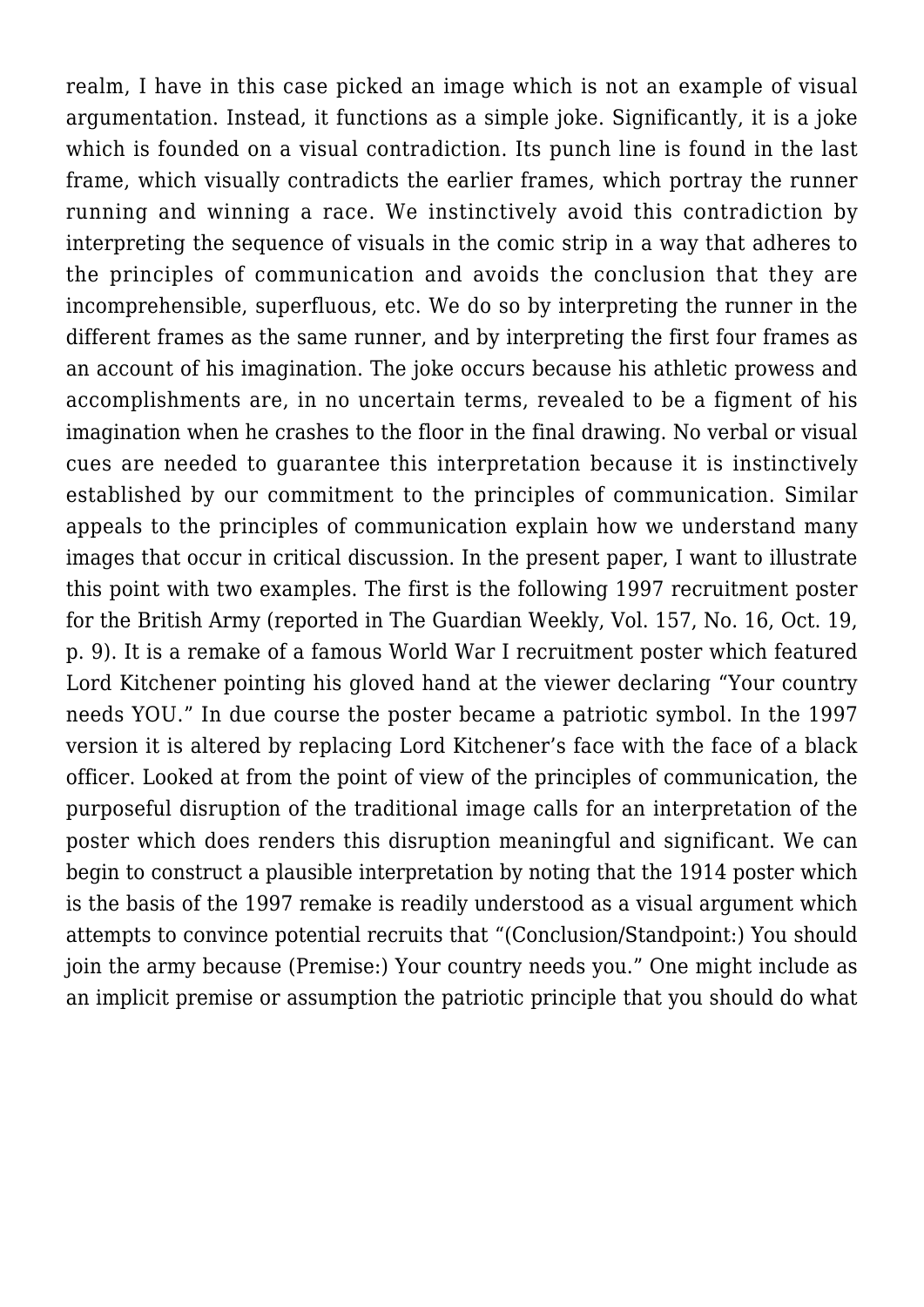realm, I have in this case picked an image which is not an example of visual argumentation. Instead, it functions as a simple joke. Significantly, it is a joke which is founded on a visual contradiction. Its punch line is found in the last frame, which visually contradicts the earlier frames, which portray the runner running and winning a race. We instinctively avoid this contradiction by interpreting the sequence of visuals in the comic strip in a way that adheres to the principles of communication and avoids the conclusion that they are incomprehensible, superfluous, etc. We do so by interpreting the runner in the different frames as the same runner, and by interpreting the first four frames as an account of his imagination. The joke occurs because his athletic prowess and accomplishments are, in no uncertain terms, revealed to be a figment of his imagination when he crashes to the floor in the final drawing. No verbal or visual cues are needed to guarantee this interpretation because it is instinctively established by our commitment to the principles of communication. Similar appeals to the principles of communication explain how we understand many images that occur in critical discussion. In the present paper, I want to illustrate this point with two examples. The first is the following 1997 recruitment poster for the British Army (reported in The Guardian Weekly, Vol. 157, No. 16, Oct. 19, p. 9). It is a remake of a famous World War I recruitment poster which featured Lord Kitchener pointing his gloved hand at the viewer declaring "Your country needs YOU." In due course the poster became a patriotic symbol. In the 1997 version it is altered by replacing Lord Kitchener's face with the face of a black officer. Looked at from the point of view of the principles of communication, the purposeful disruption of the traditional image calls for an interpretation of the poster which does renders this disruption meaningful and significant. We can begin to construct a plausible interpretation by noting that the 1914 poster which is the basis of the 1997 remake is readily understood as a visual argument which attempts to convince potential recruits that "(Conclusion/Standpoint:) You should join the army because (Premise:) Your country needs you." One might include as an implicit premise or assumption the patriotic principle that you should do what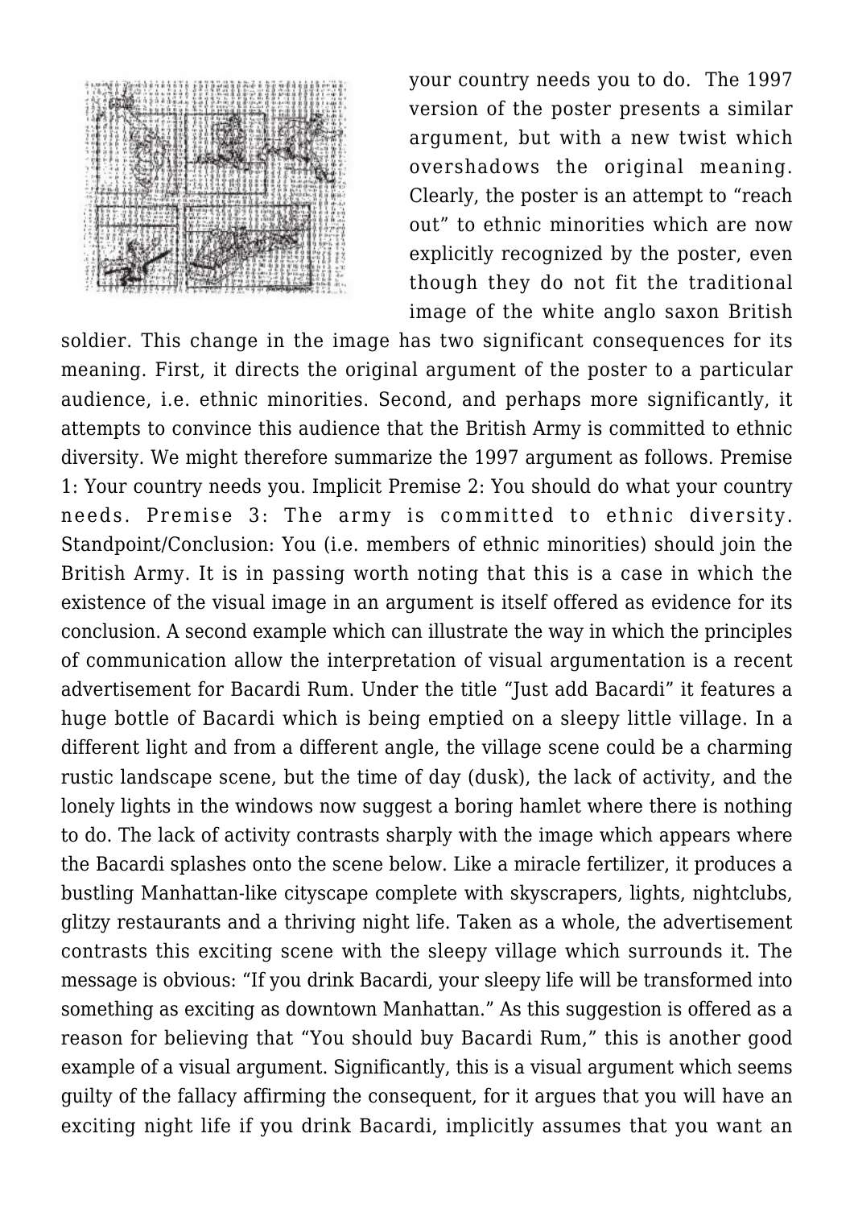your country needs you to do. The 1997 version of the poster presents a similar argument, but with a new twist which overshadows the original meaning. Clearly, the poster is an attempt to "reach out" to ethnic minorities which are now explicitly recognized by the poster, even though they do not fit the traditional image of the white anglo saxon British soldier. This change in the image has two significant consequences for its meaning. First, it directs the original argument of the poster to a particular audience, i.e. ethnic minorities. Second, and perhaps more significantly, it attempts to convince this audience that the British Army is committed to ethnic diversity. We might therefore summarize the 1997 argument as follows. Premise 1: Your country needs you. Implicit Premise 2: You should do what your country needs. Premise 3: The army is committed to ethnic diversity. Standpoint/Conclusion: You (i.e. members of ethnic minorities) should join the British Army. It is in passing worth noting that this is a case in which the existence of the visual image in an argument is itself offered as evidence for its conclusion. A second example which can illustrate the way in which the principles of communication allow the interpretation of visual argumentation is a recent advertisement for Bacardi Rum. Under the title "Just add Bacardi" it features a huge bottle of Bacardi which is being emptied on a sleepy little village. In a different light and from a different angle, the village scene could be a charming rustic landscape scene, but the time of day (dusk), the lack of activity, and the lonely lights in the windows now suggest a boring hamlet where there is nothing to do. The lack of activity contrasts sharply with the image which appears where the Bacardi splashes onto the scene below. Like a miracle fertilizer, it produces a bustling Manhattan-like cityscape complete with skyscrapers, lights, nightclubs, glitzy restaurants and a thriving night life. Taken as a whole, the advertisement contrasts this exciting scene with the sleepy village which surrounds it. The message is obvious: "If you drink Bacardi, your sleepy life will be transformed into something as exciting as downtown Manhattan." As this suggestion is offered as a reason for believing that "You should buy Bacardi Rum," this is another good example of a visual argument. Significantly, this is a visual argument which seems guilty of the fallacy affirming the consequent, for it argues that you will have an exciting night life if you drink Bacardi, implicitly assumes that you want an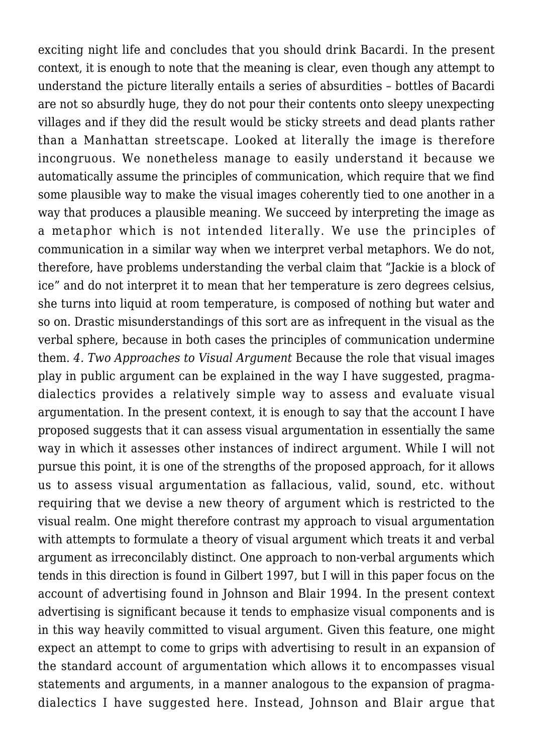exciting night life and concludes that you should drink Bacardi. In the present context, it is enough to note that the meaning is clear, even though any attempt to understand the picture literally entails a series of absurdities – bottles of Bacardi are not so absurdly huge, they do not pour their contents onto sleepy unexpecting villages and if they did the result would be sticky streets and dead plants rather than a Manhattan streetscape. Looked at literally the image is therefore incongruous. We nonetheless manage to easily understand it because we automatically assume the principles of communication, which require that we find some plausible way to make the visual images coherently tied to one another in a way that produces a plausible meaning. We succeed by interpreting the image as a metaphor which is not intended literally. We use the principles of communication in a similar way when we interpret verbal metaphors. We do not, therefore, have problems understanding the verbal claim that "Jackie is a block of ice" and do not interpret it to mean that her temperature is zero degrees celsius, she turns into liquid at room temperature, is composed of nothing but water and so on. Drastic misunderstandings of this sort are as infrequent in the visual as the verbal sphere, because in both cases the principles of communication undermine them.

*4. Two Approaches to Visual Argument*

Because the role that visual images play in public argument can be explained in the way I have suggested, pragma-dialectics provides a relatively simple way to assess and evaluate visual argumentation. In the present context, it is enough to say that the account I have proposed suggests that it can assess visual argumentation in essentially the same way in which it assesses other instances of indirect argument. While I will not pursue this point, it is one of the strengths of the proposed approach, for it allows us to assess visual argumentation as fallacious, valid, sound, etc. without requiring that we devise a new theory of argument which is restricted to the visual realm. One might therefore contrast my approach to visual argumentation with attempts to formulate a theory of visual argument which treats it and verbal argument as irreconcilably distinct. One approach to non-verbal arguments which tends in this direction is found in Gilbert 1997, but I will in this paper focus on the account of advertising found in Johnson and Blair 1994. In the present context advertising is significant because it tends to emphasize visual components and is in this way heavily committed to visual argument. Given this feature, one might expect an attempt to come to grips with advertising to result in an expansion of the standard account of argumentation which allows it to encompasses visual statements and arguments, in a manner analogous to the expansion of pragma-dialectics I have suggested here. Instead, Johnson and Blair argue that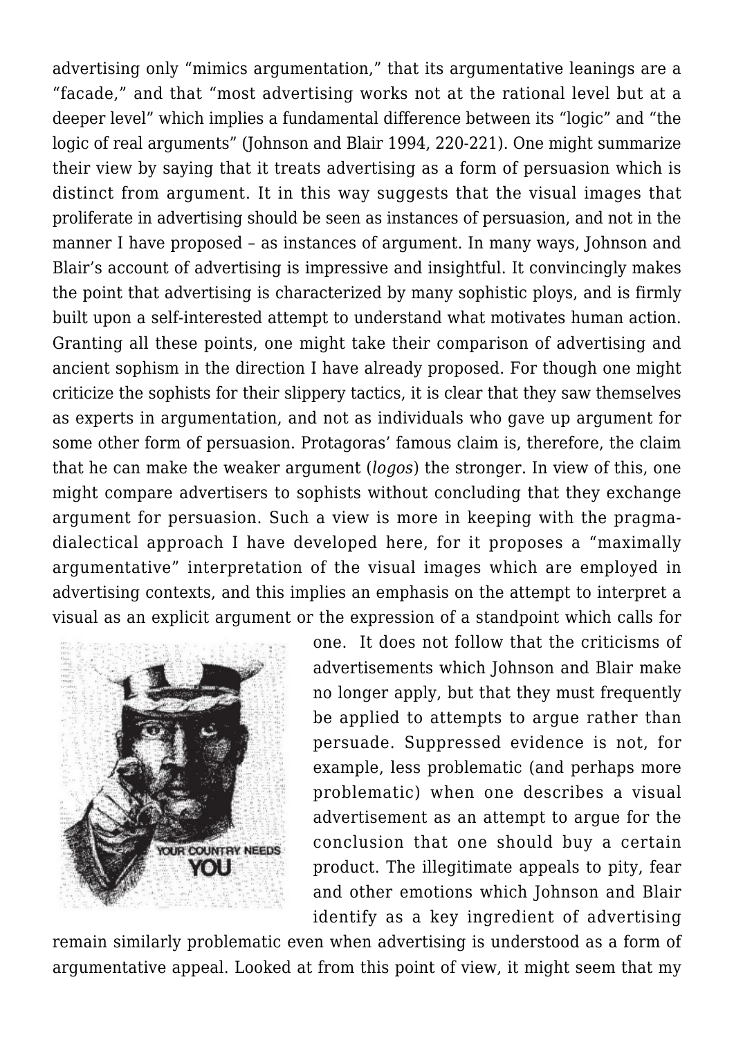advertising only "mimics argumentation," that its argumentative leanings are a "facade," and that "most advertising works not at the rational level but at a deeper level" which implies a fundamental difference between its "logic" and "the logic of real arguments" (Johnson and Blair 1994, 220-221). One might summarize their view by saying that it treats advertising as a form of persuasion which is distinct from argument. It in this way suggests that the visual images that proliferate in advertising should be seen as instances of persuasion, and not in the manner I have proposed – as instances of argument. In many ways, Johnson and Blair's account of advertising is impressive and insightful. It convincingly makes the point that advertising is characterized by many sophistic ploys, and is firmly built upon a self-interested attempt to understand what motivates human action. Granting all these points, one might take their comparison of advertising and ancient sophism in the direction I have already proposed. For though one might criticize the sophists for their slippery tactics, it is clear that they saw themselves as experts in argumentation, and not as individuals who gave up argument for some other form of persuasion. Protagoras' famous claim is, therefore, the claim that he can make the weaker argument (*logos*) the stronger. In view of this, one might compare advertisers to sophists without concluding that they exchange argument for persuasion. Such a view is more in keeping with the pragma-dialectical approach I have developed here, for it proposes a "maximally argumentative" interpretation of the visual images which are employed in advertising contexts, and this implies an emphasis on the attempt to interpret a visual as an explicit argument or the expression of a standpoint which calls for one. It does not follow that the criticisms of advertisements which Johnson and Blair make no longer apply, but that they must frequently be applied to attempts to argue rather than persuade. Suppressed evidence is not, for example, less problematic (and perhaps more problematic) when one describes a visual advertisement as an attempt to argue for the conclusion that one should buy a certain product. The illegitimate appeals to pity, fear and other emotions which Johnson and Blair identify as a key ingredient of advertising remain similarly problematic even when advertising is understood as a form of argumentative appeal. Looked at from this point of view, it might seem that my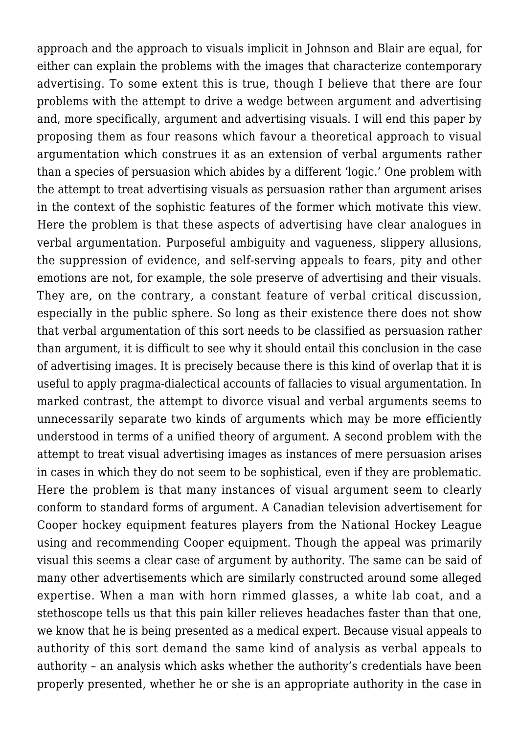approach and the approach to visuals implicit in Johnson and Blair are equal, for either can explain the problems with the images that characterize contemporary advertising. To some extent this is true, though I believe that there are four problems with the attempt to drive a wedge between argument and advertising and, more specifically, argument and advertising visuals. I will end this paper by proposing them as four reasons which favour a theoretical approach to visual argumentation which construes it as an extension of verbal arguments rather than a species of persuasion which abides by a different 'logic.' One problem with the attempt to treat advertising visuals as persuasion rather than argument arises in the context of the sophistic features of the former which motivate this view. Here the problem is that these aspects of advertising have clear analogues in verbal argumentation. Purposeful ambiguity and vagueness, slippery allusions, the suppression of evidence, and self-serving appeals to fears, pity and other emotions are not, for example, the sole preserve of advertising and their visuals. They are, on the contrary, a constant feature of verbal critical discussion, especially in the public sphere. So long as their existence there does not show that verbal argumentation of this sort needs to be classified as persuasion rather than argument, it is difficult to see why it should entail this conclusion in the case of advertising images. It is precisely because there is this kind of overlap that it is useful to apply pragma-dialectical accounts of fallacies to visual argumentation. In marked contrast, the attempt to divorce visual and verbal arguments seems to unnecessarily separate two kinds of arguments which may be more efficiently understood in terms of a unified theory of argument. A second problem with the attempt to treat visual advertising images as instances of mere persuasion arises in cases in which they do not seem to be sophistical, even if they are problematic. Here the problem is that many instances of visual argument seem to clearly conform to standard forms of argument. A Canadian television advertisement for Cooper hockey equipment features players from the National Hockey League using and recommending Cooper equipment. Though the appeal was primarily visual this seems a clear case of argument by authority. The same can be said of many other advertisements which are similarly constructed around some alleged expertise. When a man with horn rimmed glasses, a white lab coat, and a stethoscope tells us that this pain killer relieves headaches faster than that one, we know that he is being presented as a medical expert. Because visual appeals to authority of this sort demand the same kind of analysis as verbal appeals to authority – an analysis which asks whether the authority's credentials have been properly presented, whether he or she is an appropriate authority in the case in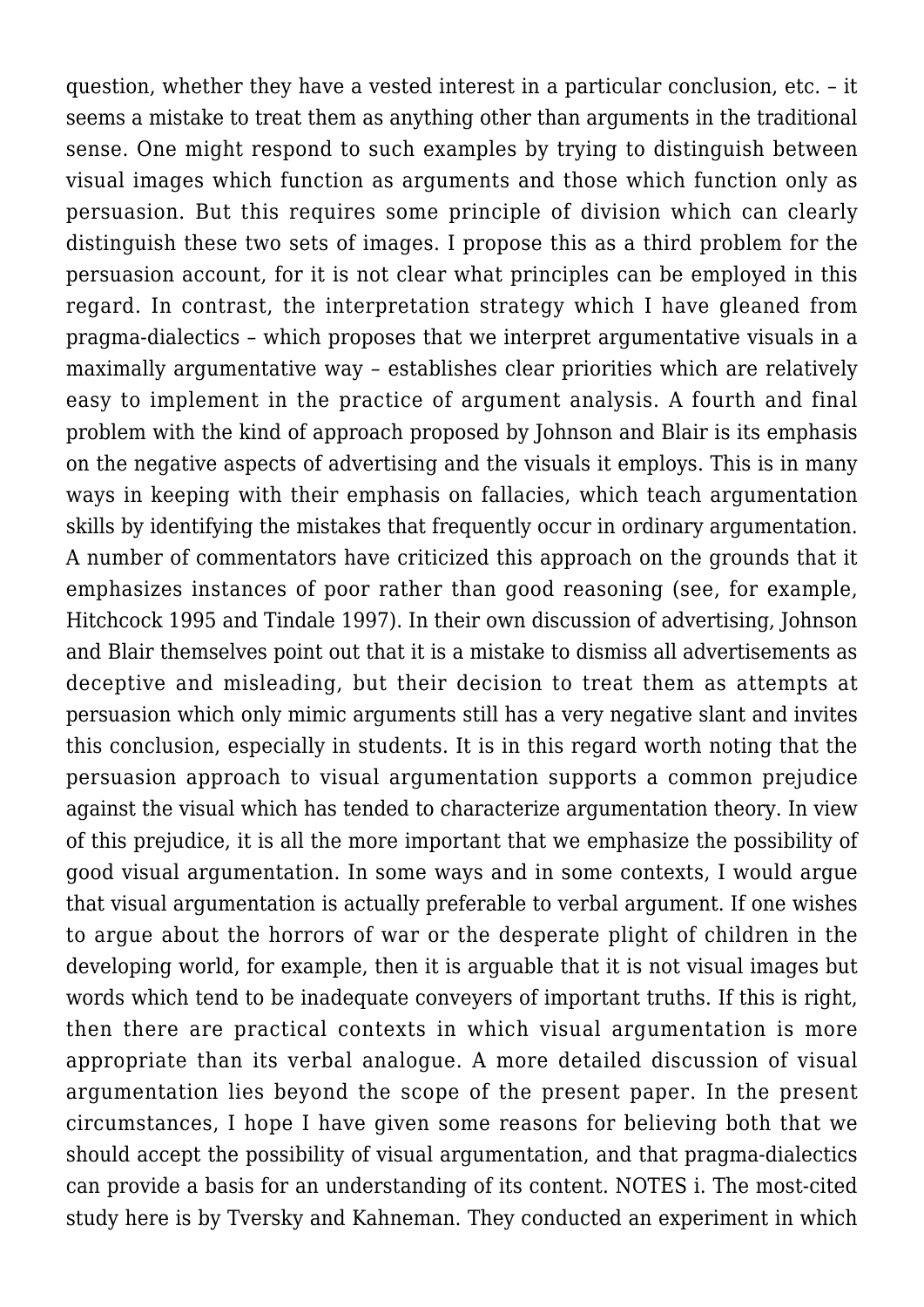question, whether they have a vested interest in a particular conclusion, etc. – it seems a mistake to treat them as anything other than arguments in the traditional sense. One might respond to such examples by trying to distinguish between visual images which function as arguments and those which function only as persuasion. But this requires some principle of division which can clearly distinguish these two sets of images. I propose this as a third problem for the persuasion account, for it is not clear what principles can be employed in this regard. In contrast, the interpretation strategy which I have gleaned from pragma-dialectics – which proposes that we interpret argumentative visuals in a maximally argumentative way – establishes clear priorities which are relatively easy to implement in the practice of argument analysis. A fourth and final problem with the kind of approach proposed by Johnson and Blair is its emphasis on the negative aspects of advertising and the visuals it employs. This is in many ways in keeping with their emphasis on fallacies, which teach argumentation skills by identifying the mistakes that frequently occur in ordinary argumentation. A number of commentators have criticized this approach on the grounds that it emphasizes instances of poor rather than good reasoning (see, for example, Hitchcock 1995 and Tindale 1997). In their own discussion of advertising, Johnson and Blair themselves point out that it is a mistake to dismiss all advertisements as deceptive and misleading, but their decision to treat them as attempts at persuasion which only mimic arguments still has a very negative slant and invites this conclusion, especially in students. It is in this regard worth noting that the persuasion approach to visual argumentation supports a common prejudice against the visual which has tended to characterize argumentation theory. In view of this prejudice, it is all the more important that we emphasize the possibility of good visual argumentation. In some ways and in some contexts, I would argue that visual argumentation is actually preferable to verbal argument. If one wishes to argue about the horrors of war or the desperate plight of children in the developing world, for example, then it is arguable that it is not visual images but words which tend to be inadequate conveyers of important truths. If this is right, then there are practical contexts in which visual argumentation is more appropriate than its verbal analogue. A more detailed discussion of visual argumentation lies beyond the scope of the present paper. In the present circumstances, I hope I have given some reasons for believing both that we should accept the possibility of visual argumentation, and that pragma-dialectics can provide a basis for an understanding of its content. NOTES i. The most-cited study here is by Tversky and Kahneman. They conducted an experiment in which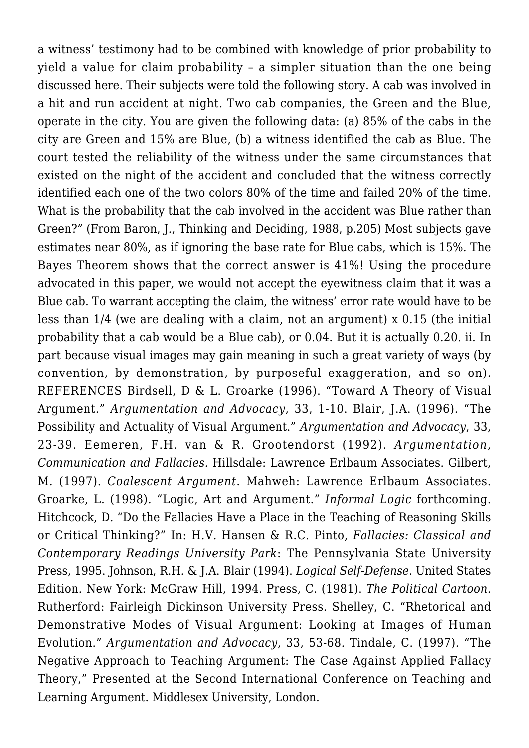a witness' testimony had to be combined with knowledge of prior probability to yield a value for claim probability – a simpler situation than the one being discussed here. Their subjects were told the following story. A cab was involved in a hit and run accident at night. Two cab companies, the Green and the Blue, operate in the city. You are given the following data: (a) 85% of the cabs in the city are Green and 15% are Blue, (b) a witness identified the cab as Blue. The court tested the reliability of the witness under the same circumstances that existed on the night of the accident and concluded that the witness correctly identified each one of the two colors 80% of the time and failed 20% of the time. What is the probability that the cab involved in the accident was Blue rather than Green?" (From Baron, J., Thinking and Deciding, 1988, p.205) Most subjects gave estimates near 80%, as if ignoring the base rate for Blue cabs, which is 15%. The Bayes Theorem shows that the correct answer is 41%! Using the procedure advocated in this paper, we would not accept the eyewitness claim that it was a Blue cab. To warrant accepting the claim, the witness' error rate would have to be less than 1/4 (we are dealing with a claim, not an argument) x 0.15 (the initial probability that a cab would be a Blue cab), or 0.04. But it is actually 0.20. ii. In part because visual images may gain meaning in such a great variety of ways (by convention, by demonstration, by purposeful exaggeration, and so on).

REFERENCES

Birdsell, D & L. Groarke (1996). "Toward A Theory of Visual Argument." *Argumentation and Advocacy*, 33, 1-10.

Blair, J.A. (1996). "The Possibility and Actuality of Visual Argument." *Argumentation and Advocacy*, 33, 23-39.

Eemeren, F.H. van & R. Grootendorst (1992). *Argumentation, Communication and Fallacies.* Hillsdale: Lawrence Erlbaum Associates.

Gilbert, M. (1997). *Coalescent Argument*. Mahweh: Lawrence Erlbaum Associates.

Groarke, L. (1998). "Logic, Art and Argument." *Informal Logic* forthcoming.

Hitchcock, D. "Do the Fallacies Have a Place in the Teaching of Reasoning Skills or Critical Thinking?" In: H.V. Hansen & R.C. Pinto, *Fallacies: Classical and Contemporary Readings University Park*: The Pennsylvania State University Press, 1995.

Johnson, R.H. & J.A. Blair (1994). *Logical Self-Defense*. United States Edition. New York: McGraw Hill, 1994.

Press, C. (1981). *The Political Cartoon*. Rutherford: Fairleigh Dickinson University Press.

Shelley, C. "Rhetorical and Demonstrative Modes of Visual Argument: Looking at Images of Human Evolution." *Argumentation and Advocacy*, 33, 53-68.

Tindale, C. (1997). "The Negative Approach to Teaching Argument: The Case Against Applied Fallacy Theory," Presented at the Second International Conference on Teaching and Learning Argument. Middlesex University, London.